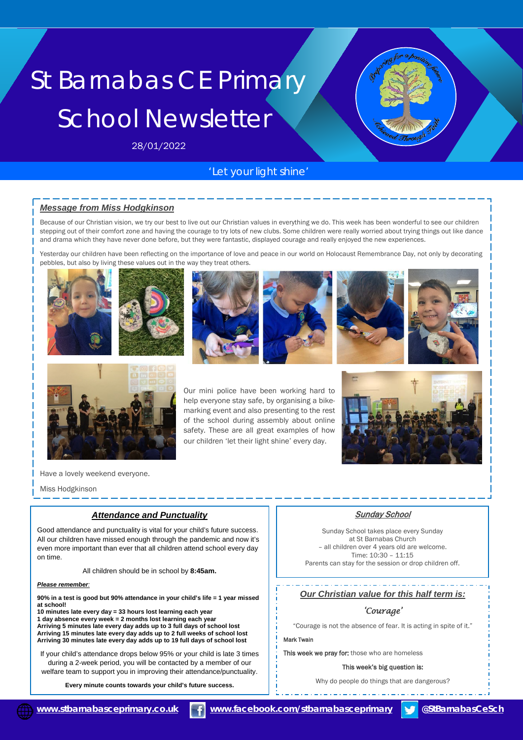# St Barnabas CE Primary School Newsletter

28/01/2022

'Let your light shine'

## *Message from Miss Hodgkinson*

Because of our Christian vision, we try our best to live out our Christian values in everything we do. This week has been wonderful to see our children stepping out of their comfort zone and having the courage to try lots of new clubs. Some children were really worried about trying things out like dance and drama which they have never done before, but they were fantastic, displayed courage and really enjoyed the new experiences.

Yesterday our children have been reflecting on the importance of love and peace in our world on Holocaust Remembrance Day, not only by decorating pebbles, but also by living these values out in the way they treat others.

Our mini police have been working hard to help everyone stay safe, by organising a bike-marking event and also presenting to the rest of the school during assembly about online safety. These are all great examples of how our children 'let their light shine' every day.

Have a lovely weekend everyone.

Miss Hodgkinson

## *Attendance and Punctuality*

Good attendance and punctuality is vital for your child's future success. All our children have missed enough through the pandemic and now it's even more important than ever that all children attend school every day on time.

All children should be in school by **8:45am.**

***Please remember:***

**90% in a test is good but 90% attendance in your child's life = 1 year missed at school!**
**10 minutes late every day = 33 hours lost learning each year**
**1 day absence every week = 2 months lost learning each year**
**Arriving 5 minutes late every day adds up to 3 full days of school lost**
**Arriving 15 minutes late every day adds up to 2 full weeks of school lost**
**Arriving 30 minutes late every day adds up to 19 full days of school lost**

If your child's attendance drops below 95% or your child is late 3 times during a 2-week period, you will be contacted by a member of our welfare team to support you in improving their attendance/punctuality.

**Every minute counts towards your child's future success.**

## *Sunday School*

Sunday School takes place every Sunday at St Barnabas Church
– all children over 4 years old are welcome.
Time: 10:30 – 11:15
Parents can stay for the session or drop children off.

## *Our Christian value for this half term is:*

*'Courage'*

"Courage is not the absence of fear. It is acting in spite of it."

Mark Twain

**This week we pray for:** those who are homeless

**This week's big question is:**

Why do people do things that are dangerous?

www.stbarnabasceprimary.co.uk | www.facebook.com/stbarnabasceprimary | @StBarnabasCeSch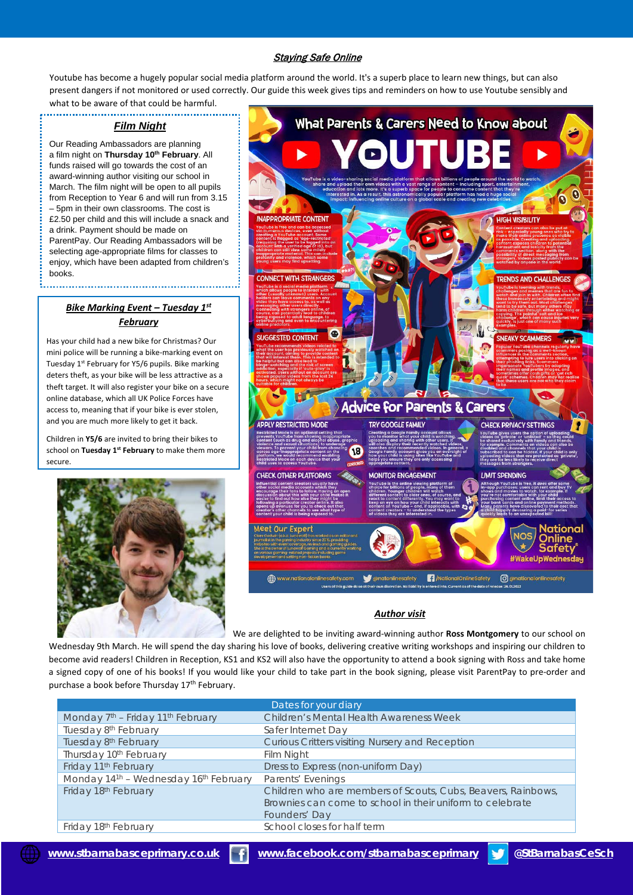## Staying Safe Online

Youtube has become a hugely popular social media platform around the world. It's a superb place to learn new things, but can also present dangers if not monitored or used correctly. Our guide this week gives tips and reminders on how to use Youtube sensibly and what to be aware of that could be harmful.

### Film Night

Our Reading Ambassadors are planning a film night on **Thursday 10th February**. All funds raised will go towards the cost of an award-winning author visiting our school in March. The film night will be open to all pupils from Reception to Year 6 and will run from 3.15 – 5pm in their own classrooms. The cost is £2.50 per child and this will include a snack and a drink. Payment should be made on ParentPay. Our Reading Ambassadors will be selecting age-appropriate films for classes to enjoy, which have been adapted from children's books.

### Bike Marking Event – Tuesday 1st February

Has your child had a new bike for Christmas? Our mini police will be running a bike-marking event on Tuesday 1st February for Y5/6 pupils. Bike marking deters theft, as your bike will be less attractive as a theft target. It will also register your bike on a secure online database, which all UK Police Forces have access to, meaning that if your bike is ever stolen, and you are much more likely to get it back.

Children in **Y5/6** are invited to bring their bikes to school on **Tuesday 1st February** to make them more secure.

### Author visit

We are delighted to be inviting award-winning author **Ross Montgomery** to our school on Wednesday 9th March. He will spend the day sharing his love of books, delivering creative writing workshops and inspiring our children to become avid readers! Children in Reception, KS1 and KS2 will also have the opportunity to attend a book signing with Ross and take home a signed copy of one of his books! If you would like your child to take part in the book signing, please visit ParentPay to pre-order and purchase a book before Thursday 17th February.

| Dates for your diary | |
|---|---|
| Monday 7th – Friday 11th February | Children's Mental Health Awareness Week |
| Tuesday 8th February | Safer Internet Day |
| Tuesday 8th February | Curious Critters visiting Nursery and Reception |
| Thursday 10th February | Film Night |
| Friday 11th February | Dress to Express (non-uniform Day) |
| Monday 14th – Wednesday 16th February | Parents' Evenings |
| Friday 18th February | Children who are members of Scouts, Cubs, Beavers, Rainbows, Brownies can come to school in their uniform to celebrate Founders' Day |
| Friday 18th February | School closes for half term |

www.stbarnabasceprimary.co.uk www.facebook.com/stbarnabasceprimary @StBarnabasCeSch